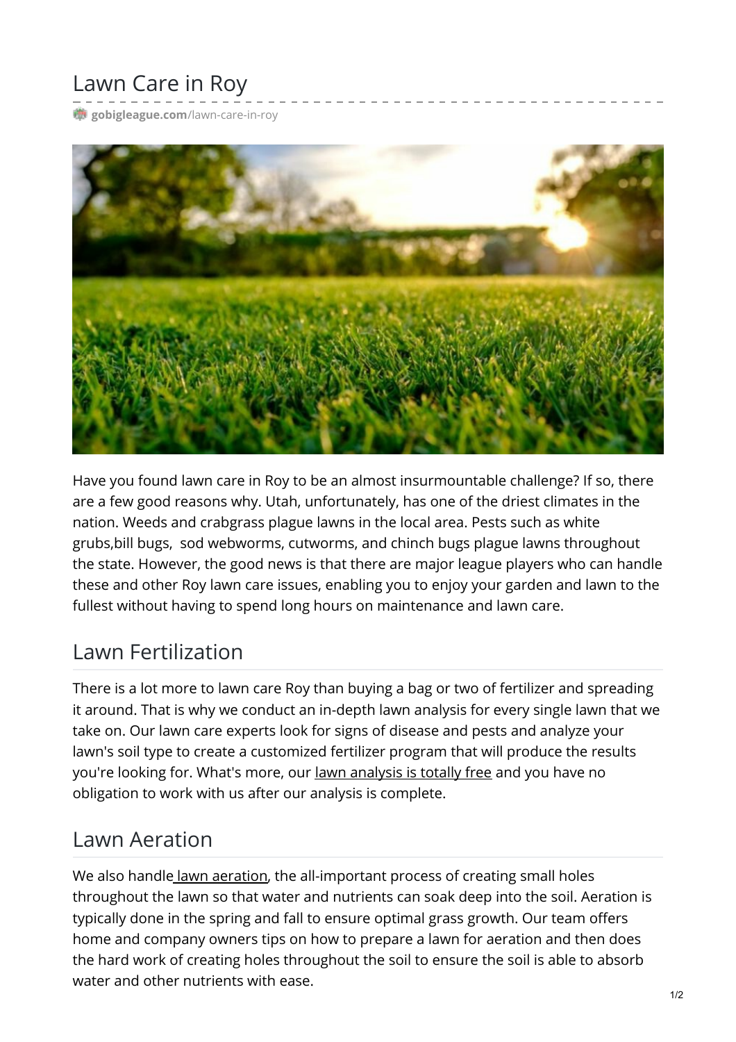# Lawn Care in Roy

gobigleague.com/lawn-care-in-roy

Have you found lawn care in Roy to be an almost insurmountable challenge? If so, there are a few good reasons why. Utah, unfortunately, has one of the driest climates in the nation. Weeds and crabgrass plague lawns in the local area. Pests such as white grubs,bill bugs,  sod webworms, cutworms, and chinch bugs plague lawns throughout the state. However, the good news is that there are major league players who can handle these and other Roy lawn care issues, enabling you to enjoy your garden and lawn to the fullest without having to spend long hours on maintenance and lawn care.

## Lawn Fertilization

There is a lot more to lawn care Roy than buying a bag or two of fertilizer and spreading it around. That is why we conduct an in-depth lawn analysis for every single lawn that we take on. Our lawn care experts look for signs of disease and pests and analyze your lawn's soil type to create a customized fertilizer program that will produce the results you're looking for. What's more, our lawn analysis is totally free and you have no obligation to work with us after our analysis is complete.

## Lawn Aeration

We also handle lawn aeration, the all-important process of creating small holes throughout the lawn so that water and nutrients can soak deep into the soil. Aeration is typically done in the spring and fall to ensure optimal grass growth. Our team offers home and company owners tips on how to prepare a lawn for aeration and then does the hard work of creating holes throughout the soil to ensure the soil is able to absorb water and other nutrients with ease.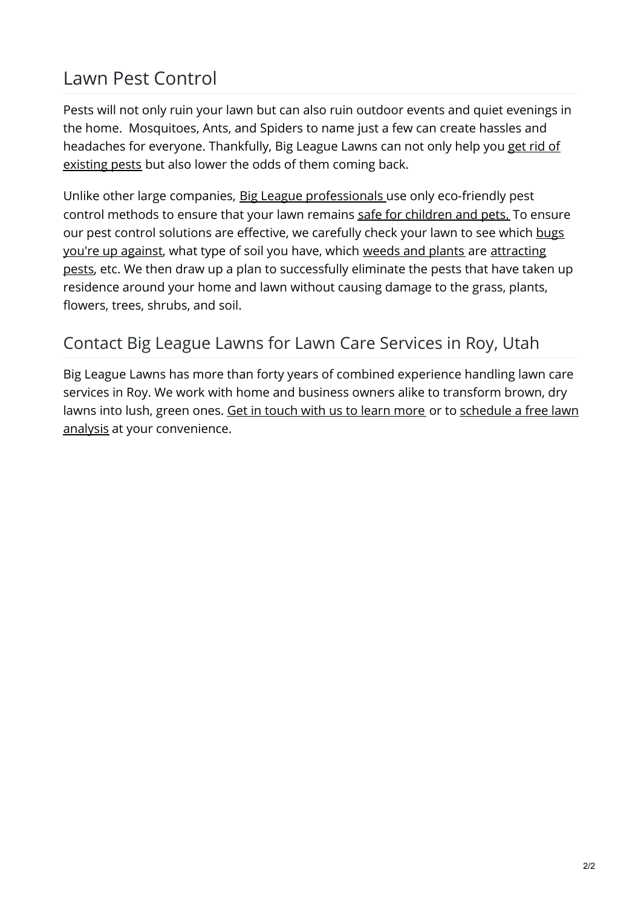## Lawn Pest Control

Pests will not only ruin your lawn but can also ruin outdoor events and quiet evenings in the home.  Mosquitoes, Ants, and Spiders to name just a few can create hassles and headaches for everyone. Thankfully, Big League Lawns can not only help you get rid of existing pests but also lower the odds of them coming back.

Unlike other large companies, Big League professionals use only eco-friendly pest control methods to ensure that your lawn remains safe for children and pets. To ensure our pest control solutions are effective, we carefully check your lawn to see which bugs you're up against, what type of soil you have, which weeds and plants are attracting pests, etc. We then draw up a plan to successfully eliminate the pests that have taken up residence around your home and lawn without causing damage to the grass, plants, flowers, trees, shrubs, and soil.

## Contact Big League Lawns for Lawn Care Services in Roy, Utah

Big League Lawns has more than forty years of combined experience handling lawn care services in Roy. We work with home and business owners alike to transform brown, dry lawns into lush, green ones. Get in touch with us to learn more or to schedule a free lawn analysis at your convenience.